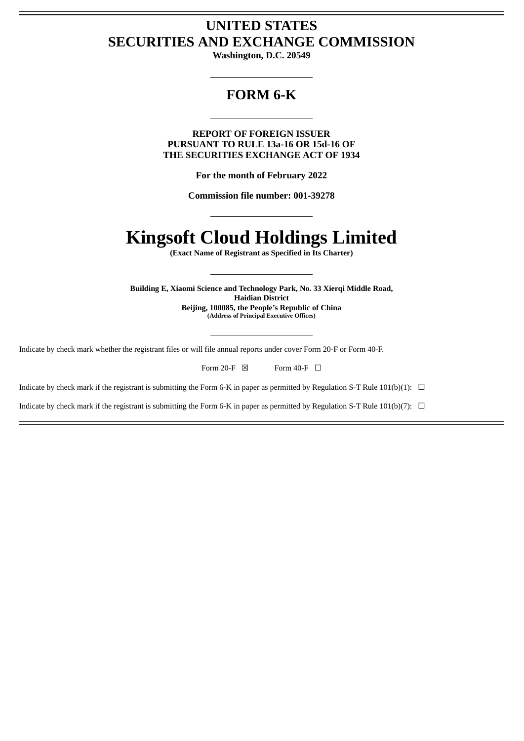# UNITED STATES
# SECURITIES AND EXCHANGE COMMISSION

**Washington, D.C. 20549**

---

## FORM 6-K

---

**REPORT OF FOREIGN ISSUER**
**PURSUANT TO RULE 13a-16 OR 15d-16 OF**
**THE SECURITIES EXCHANGE ACT OF 1934**

**For the month of February 2022**

**Commission file number: 001-39278**

---

# Kingsoft Cloud Holdings Limited

**(Exact Name of Registrant as Specified in Its Charter)**

---

**Building E, Xiaomi Science and Technology Park, No. 33 Xierqi Middle Road,**
**Haidian District**
**Beijing, 100085, the People's Republic of China**
**(Address of Principal Executive Offices)**

---

Indicate by check mark whether the registrant files or will file annual reports under cover Form 20-F or Form 40-F.

Form 20-F ☒ Form 40-F ☐

Indicate by check mark if the registrant is submitting the Form 6-K in paper as permitted by Regulation S-T Rule 101(b)(1): ☐

Indicate by check mark if the registrant is submitting the Form 6-K in paper as permitted by Regulation S-T Rule 101(b)(7): ☐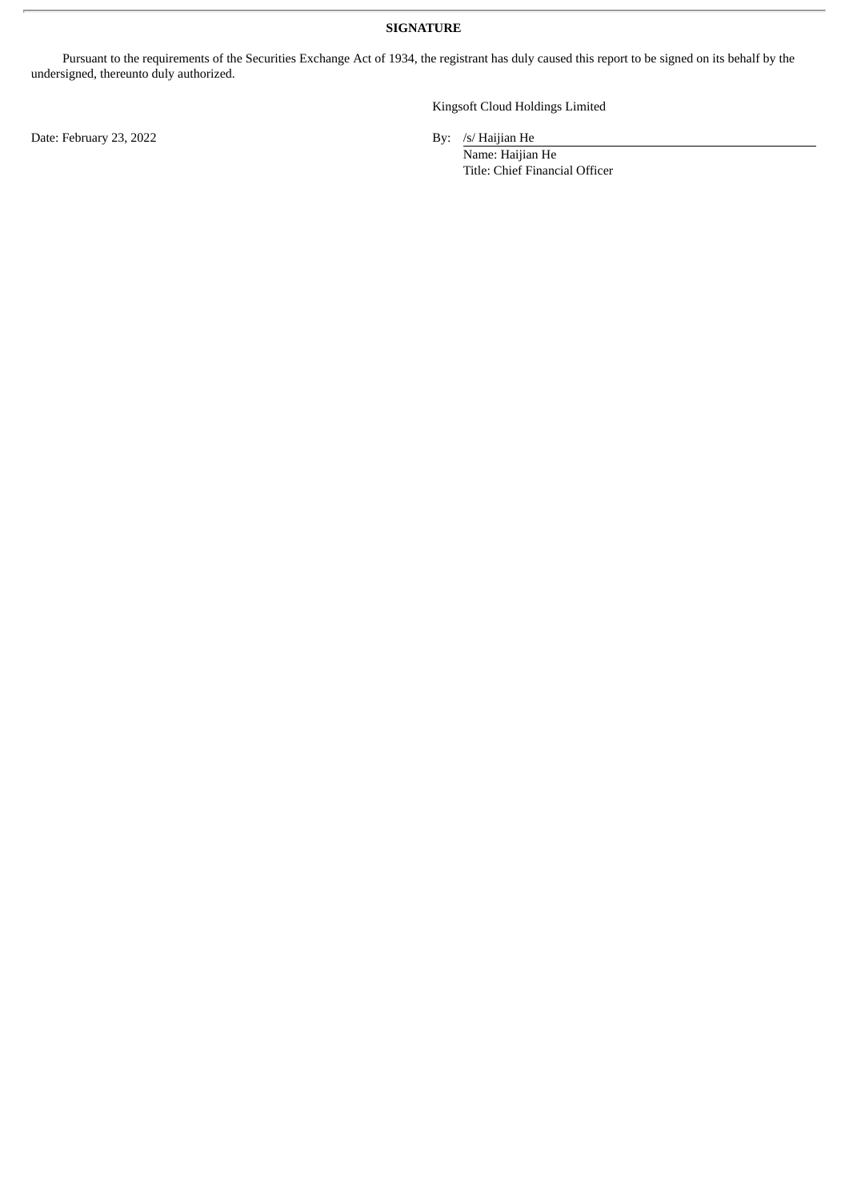**SIGNATURE**

Pursuant to the requirements of the Securities Exchange Act of 1934, the registrant has duly caused this report to be signed on its behalf by the undersigned, thereunto duly authorized.

Kingsoft Cloud Holdings Limited

Date: February 23, 2022

By: /s/ Haijian He

Name: Haijian He

Title: Chief Financial Officer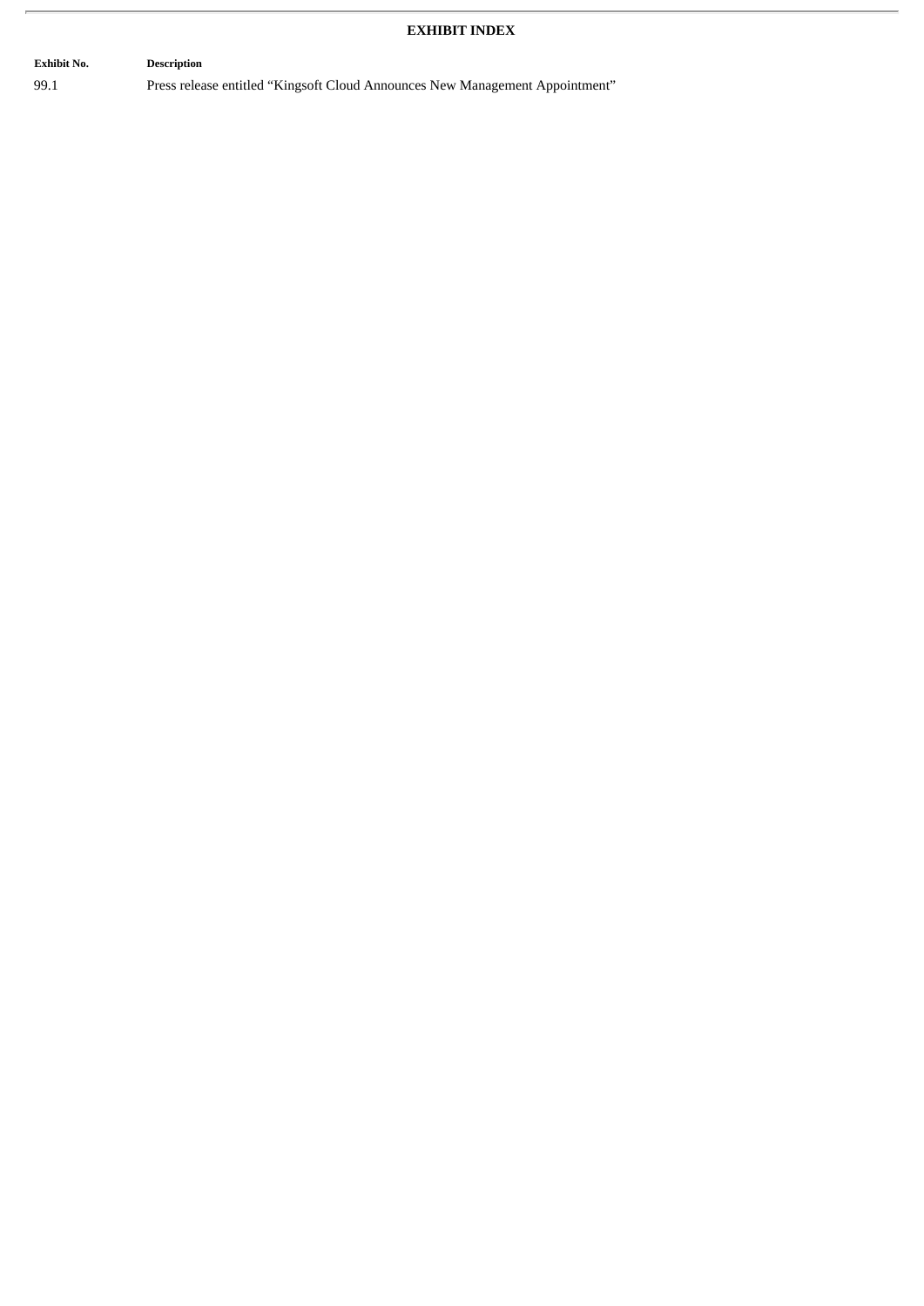## EXHIBIT INDEX

| Exhibit No. | Description |
| --- | --- |
| 99.1 | Press release entitled "Kingsoft Cloud Announces New Management Appointment" |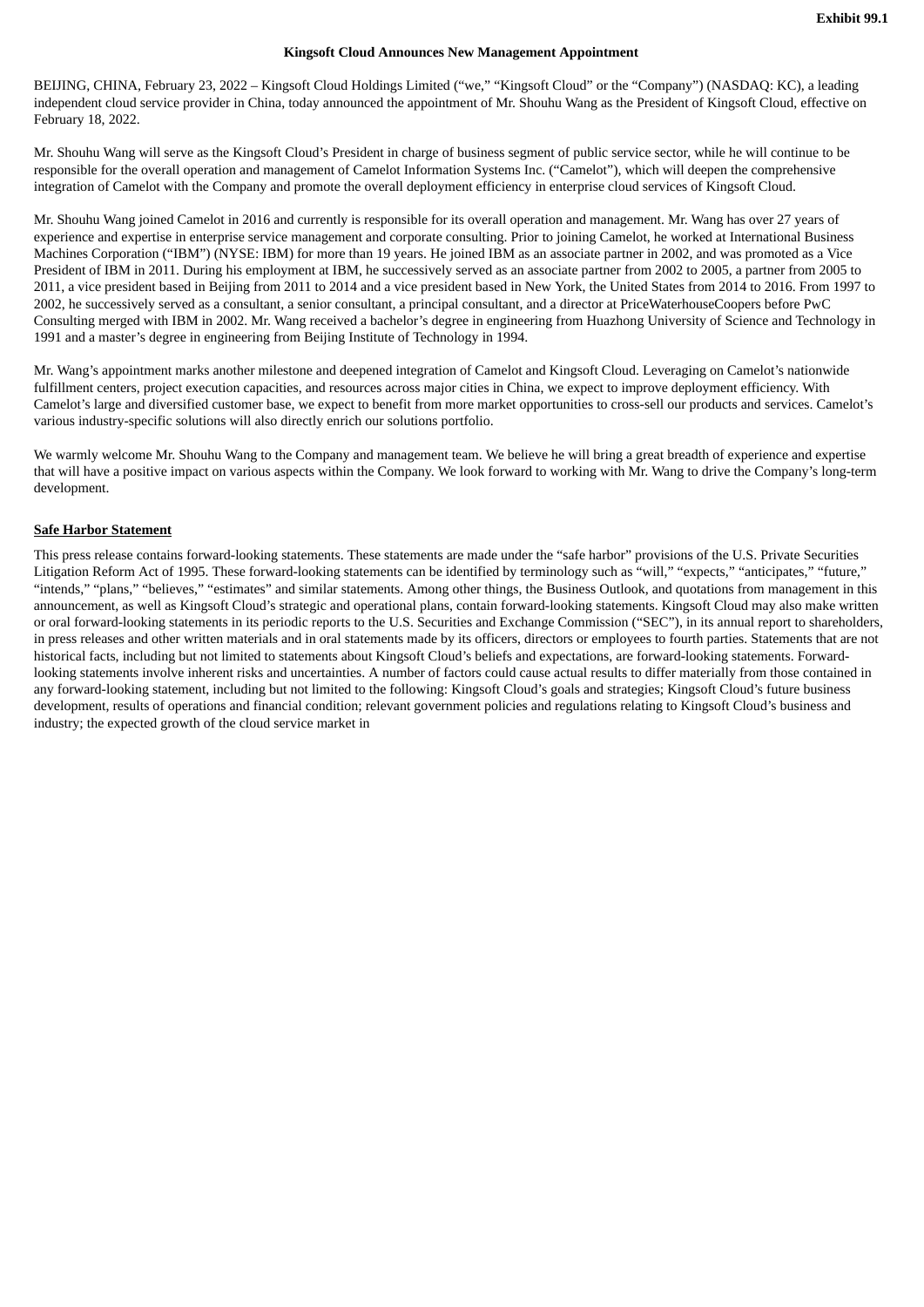**Exhibit 99.1**

**Kingsoft Cloud Announces New Management Appointment**

BEIJING, CHINA, February 23, 2022 – Kingsoft Cloud Holdings Limited ("we," "Kingsoft Cloud" or the "Company") (NASDAQ: KC), a leading independent cloud service provider in China, today announced the appointment of Mr. Shouhu Wang as the President of Kingsoft Cloud, effective on February 18, 2022.

Mr. Shouhu Wang will serve as the Kingsoft Cloud's President in charge of business segment of public service sector, while he will continue to be responsible for the overall operation and management of Camelot Information Systems Inc. ("Camelot"), which will deepen the comprehensive integration of Camelot with the Company and promote the overall deployment efficiency in enterprise cloud services of Kingsoft Cloud.

Mr. Shouhu Wang joined Camelot in 2016 and currently is responsible for its overall operation and management. Mr. Wang has over 27 years of experience and expertise in enterprise service management and corporate consulting. Prior to joining Camelot, he worked at International Business Machines Corporation ("IBM") (NYSE: IBM) for more than 19 years. He joined IBM as an associate partner in 2002, and was promoted as a Vice President of IBM in 2011. During his employment at IBM, he successively served as an associate partner from 2002 to 2005, a partner from 2005 to 2011, a vice president based in Beijing from 2011 to 2014 and a vice president based in New York, the United States from 2014 to 2016. From 1997 to 2002, he successively served as a consultant, a senior consultant, a principal consultant, and a director at PriceWaterhouseCoopers before PwC Consulting merged with IBM in 2002. Mr. Wang received a bachelor's degree in engineering from Huazhong University of Science and Technology in 1991 and a master's degree in engineering from Beijing Institute of Technology in 1994.

Mr. Wang's appointment marks another milestone and deepened integration of Camelot and Kingsoft Cloud. Leveraging on Camelot's nationwide fulfillment centers, project execution capacities, and resources across major cities in China, we expect to improve deployment efficiency. With Camelot's large and diversified customer base, we expect to benefit from more market opportunities to cross-sell our products and services. Camelot's various industry-specific solutions will also directly enrich our solutions portfolio.

We warmly welcome Mr. Shouhu Wang to the Company and management team. We believe he will bring a great breadth of experience and expertise that will have a positive impact on various aspects within the Company. We look forward to working with Mr. Wang to drive the Company's long-term development.

**Safe Harbor Statement**

This press release contains forward-looking statements. These statements are made under the "safe harbor" provisions of the U.S. Private Securities Litigation Reform Act of 1995. These forward-looking statements can be identified by terminology such as "will," "expects," "anticipates," "future," "intends," "plans," "believes," "estimates" and similar statements. Among other things, the Business Outlook, and quotations from management in this announcement, as well as Kingsoft Cloud's strategic and operational plans, contain forward-looking statements. Kingsoft Cloud may also make written or oral forward-looking statements in its periodic reports to the U.S. Securities and Exchange Commission ("SEC"), in its annual report to shareholders, in press releases and other written materials and in oral statements made by its officers, directors or employees to fourth parties. Statements that are not historical facts, including but not limited to statements about Kingsoft Cloud's beliefs and expectations, are forward-looking statements. Forward-looking statements involve inherent risks and uncertainties. A number of factors could cause actual results to differ materially from those contained in any forward-looking statement, including but not limited to the following: Kingsoft Cloud's goals and strategies; Kingsoft Cloud's future business development, results of operations and financial condition; relevant government policies and regulations relating to Kingsoft Cloud's business and industry; the expected growth of the cloud service market in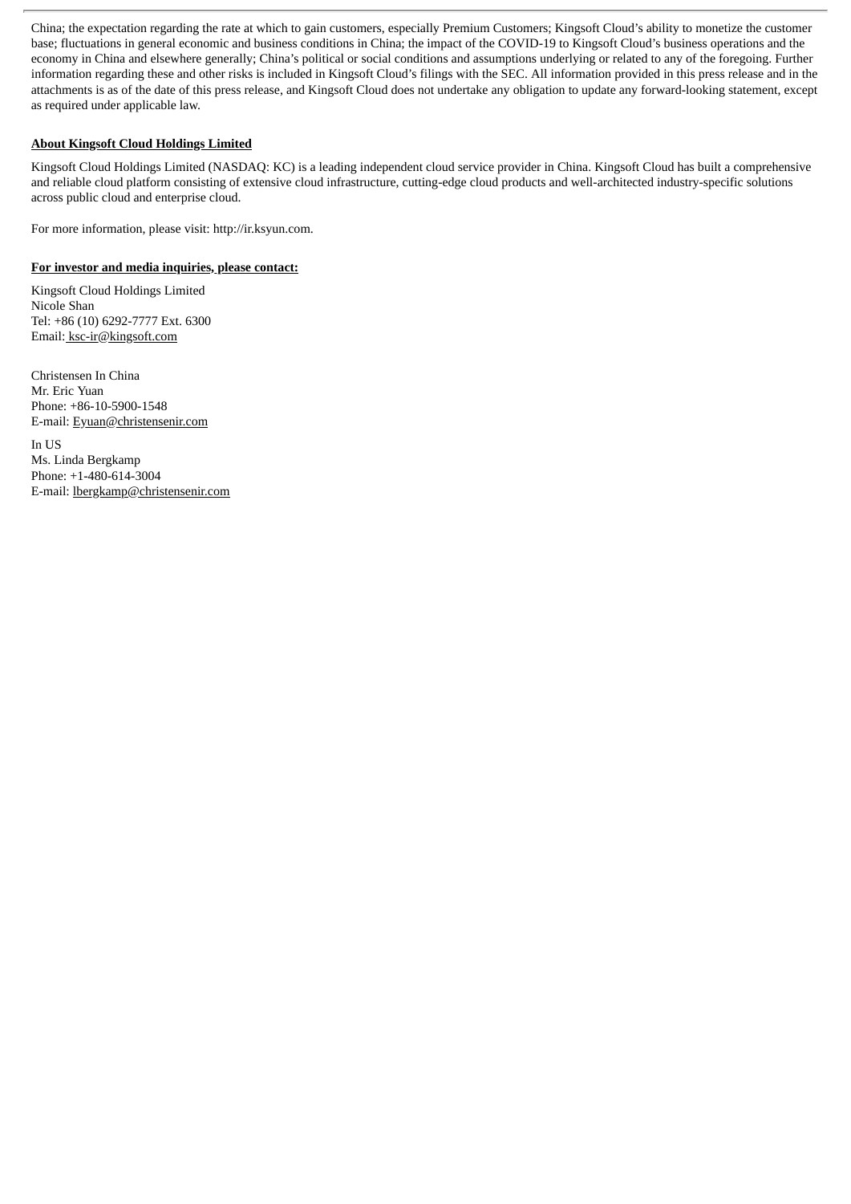China; the expectation regarding the rate at which to gain customers, especially Premium Customers; Kingsoft Cloud's ability to monetize the customer base; fluctuations in general economic and business conditions in China; the impact of the COVID-19 to Kingsoft Cloud's business operations and the economy in China and elsewhere generally; China's political or social conditions and assumptions underlying or related to any of the foregoing. Further information regarding these and other risks is included in Kingsoft Cloud's filings with the SEC. All information provided in this press release and in the attachments is as of the date of this press release, and Kingsoft Cloud does not undertake any obligation to update any forward-looking statement, except as required under applicable law.

**About Kingsoft Cloud Holdings Limited**

Kingsoft Cloud Holdings Limited (NASDAQ: KC) is a leading independent cloud service provider in China. Kingsoft Cloud has built a comprehensive and reliable cloud platform consisting of extensive cloud infrastructure, cutting-edge cloud products and well-architected industry-specific solutions across public cloud and enterprise cloud.

For more information, please visit: http://ir.ksyun.com.

**For investor and media inquiries, please contact:**

Kingsoft Cloud Holdings Limited
Nicole Shan
Tel: +86 (10) 6292-7777 Ext. 6300
Email: ksc-ir@kingsoft.com

Christensen In China
Mr. Eric Yuan
Phone: +86-10-5900-1548
E-mail: Eyuan@christensenir.com

In US
Ms. Linda Bergkamp
Phone: +1-480-614-3004
E-mail: lbergkamp@christensenir.com